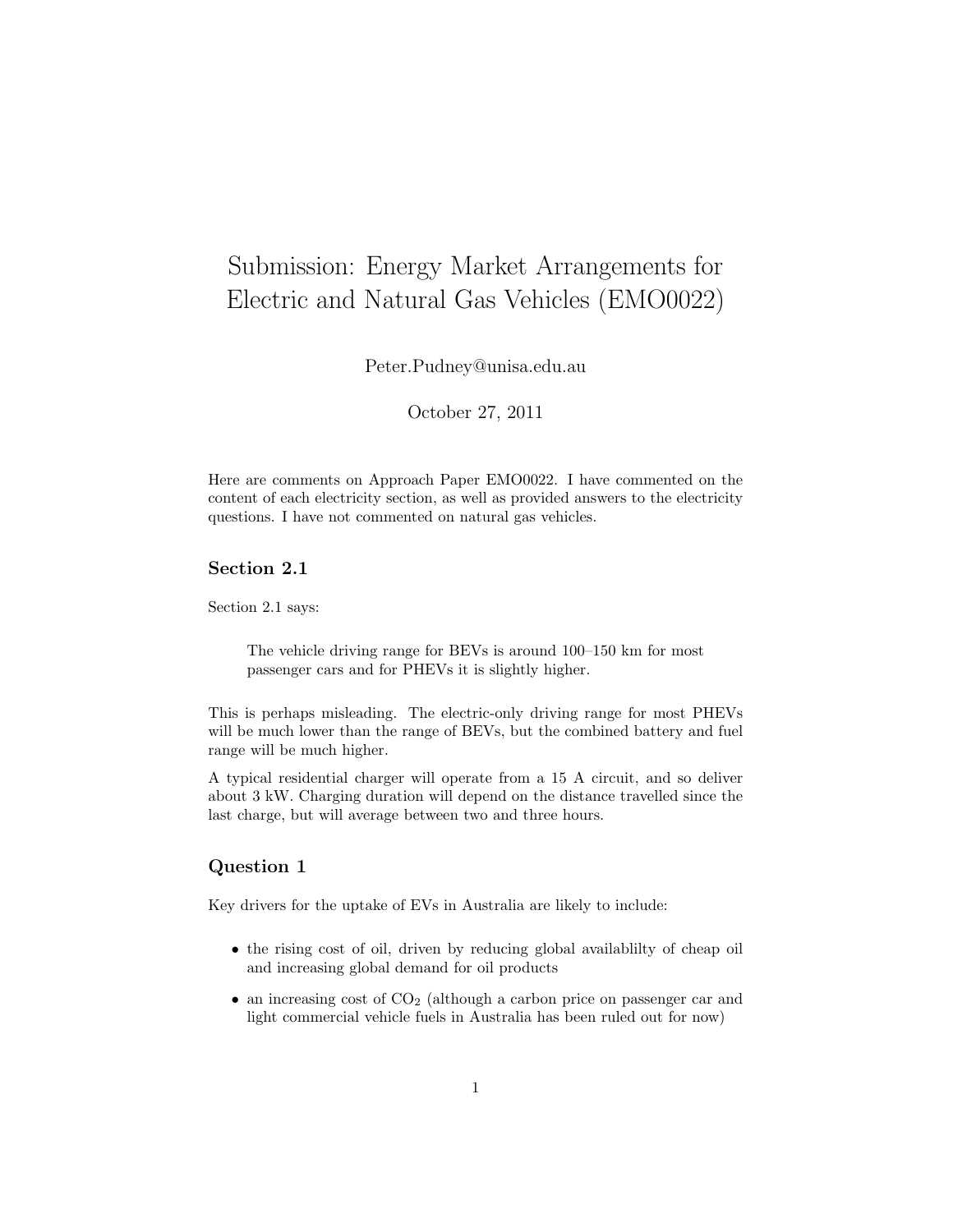# Submission: Energy Market Arrangements for Electric and Natural Gas Vehicles (EMO0022)

Peter.Pudney@unisa.edu.au

October 27, 2011

Here are comments on Approach Paper EMO0022. I have commented on the content of each electricity section, as well as provided answers to the electricity questions. I have not commented on natural gas vehicles.

## Section 2.1

Section 2.1 says:

> The vehicle driving range for BEVs is around 100–150 km for most passenger cars and for PHEVs it is slightly higher.

This is perhaps misleading. The electric-only driving range for most PHEVs will be much lower than the range of BEVs, but the combined battery and fuel range will be much higher.

A typical residential charger will operate from a 15 A circuit, and so deliver about 3 kW. Charging duration will depend on the distance travelled since the last charge, but will average between two and three hours.

## Question 1

Key drivers for the uptake of EVs in Australia are likely to include:

- the rising cost of oil, driven by reducing global availablilty of cheap oil and increasing global demand for oil products
- an increasing cost of $CO_2$ (although a carbon price on passenger car and light commercial vehicle fuels in Australia has been ruled out for now)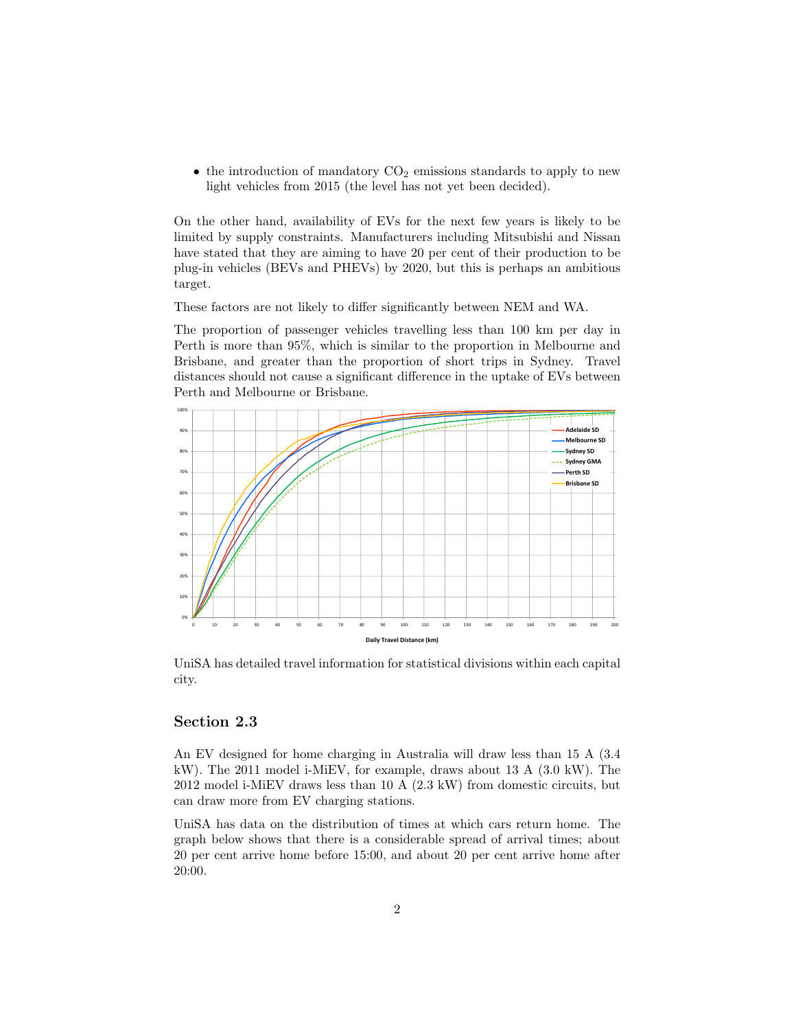- the introduction of mandatory $CO_2$ emissions standards to apply to new light vehicles from 2015 (the level has not yet been decided).

On the other hand, availability of EVs for the next few years is likely to be limited by supply constraints. Manufacturers including Mitsubishi and Nissan have stated that they are aiming to have 20 per cent of their production to be plug-in vehicles (BEVs and PHEVs) by 2020, but this is perhaps an ambitious target.

These factors are not likely to differ significantly between NEM and WA.

The proportion of passenger vehicles travelling less than 100 km per day in Perth is more than 95%, which is similar to the proportion in Melbourne and Brisbane, and greater than the proportion of short trips in Sydney. Travel distances should not cause a significant difference in the uptake of EVs between Perth and Melbourne or Brisbane.

UniSA has detailed travel information for statistical divisions within each capital city.

## Section 2.3

An EV designed for home charging in Australia will draw less than 15 A (3.4 kW). The 2011 model i-MiEV, for example, draws about 13 A (3.0 kW). The 2012 model i-MiEV draws less than 10 A (2.3 kW) from domestic circuits, but can draw more from EV charging stations.

UniSA has data on the distribution of times at which cars return home. The graph below shows that there is a considerable spread of arrival times; about 20 per cent arrive home before 15:00, and about 20 per cent arrive home after 20:00.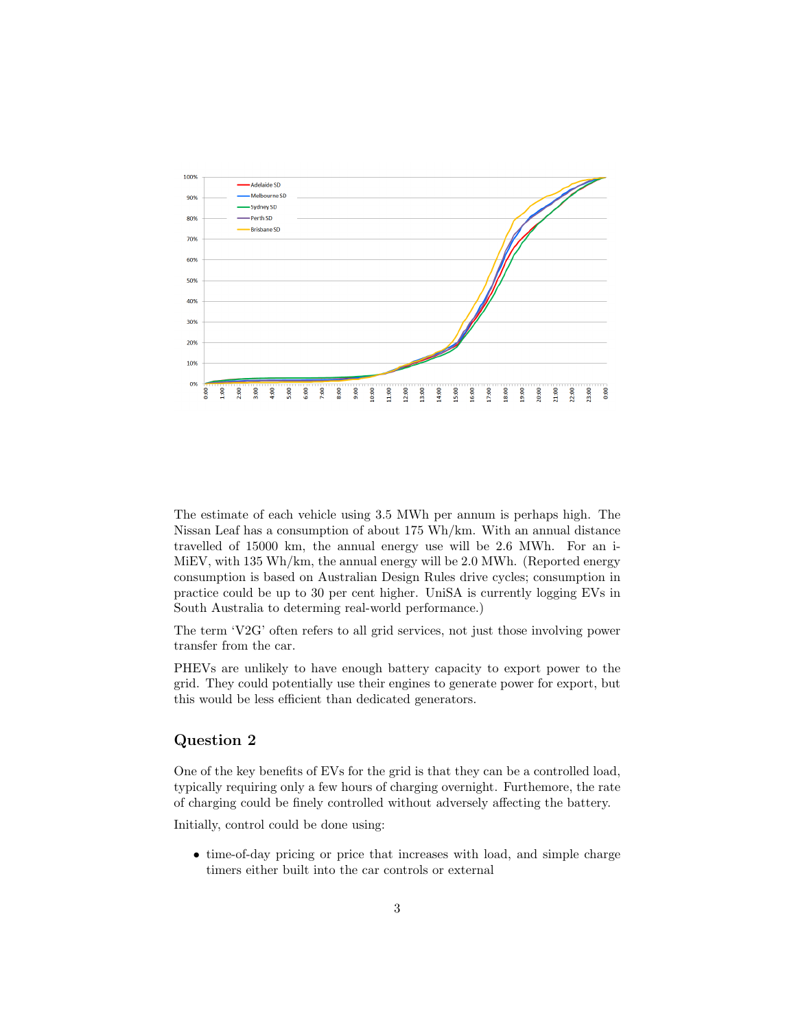The estimate of each vehicle using 3.5 MWh per annum is perhaps high. The Nissan Leaf has a consumption of about 175 Wh/km. With an annual distance travelled of 15000 km, the annual energy use will be 2.6 MWh. For an i-MiEV, with 135 Wh/km, the annual energy will be 2.0 MWh. (Reported energy consumption is based on Australian Design Rules drive cycles; consumption in practice could be up to 30 per cent higher. UniSA is currently logging EVs in South Australia to determing real-world performance.)

The term 'V2G' often refers to all grid services, not just those involving power transfer from the car.

PHEVs are unlikely to have enough battery capacity to export power to the grid. They could potentially use their engines to generate power for export, but this would be less efficient than dedicated generators.

## Question 2

One of the key benefits of EVs for the grid is that they can be a controlled load, typically requiring only a few hours of charging overnight. Furthemore, the rate of charging could be finely controlled without adversely affecting the battery.

Initially, control could be done using:

- time-of-day pricing or price that increases with load, and simple charge timers either built into the car controls or external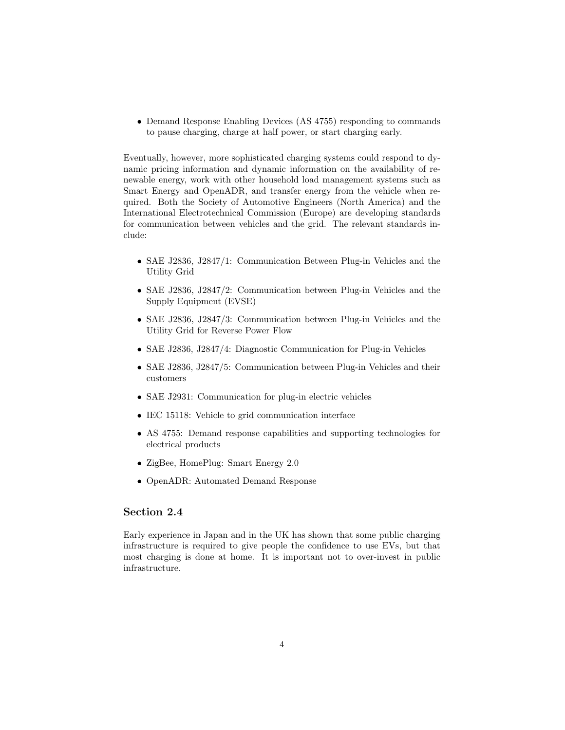- Demand Response Enabling Devices (AS 4755) responding to commands to pause charging, charge at half power, or start charging early.

Eventually, however, more sophisticated charging systems could respond to dynamic pricing information and dynamic information on the availability of renewable energy, work with other household load management systems such as Smart Energy and OpenADR, and transfer energy from the vehicle when required. Both the Society of Automotive Engineers (North America) and the International Electrotechnical Commission (Europe) are developing standards for communication between vehicles and the grid. The relevant standards include:

- SAE J2836, J2847/1: Communication Between Plug-in Vehicles and the Utility Grid
- SAE J2836, J2847/2: Communication between Plug-in Vehicles and the Supply Equipment (EVSE)
- SAE J2836, J2847/3: Communication between Plug-in Vehicles and the Utility Grid for Reverse Power Flow
- SAE J2836, J2847/4: Diagnostic Communication for Plug-in Vehicles
- SAE J2836, J2847/5: Communication between Plug-in Vehicles and their customers
- SAE J2931: Communication for plug-in electric vehicles
- IEC 15118: Vehicle to grid communication interface
- AS 4755: Demand response capabilities and supporting technologies for electrical products
- ZigBee, HomePlug: Smart Energy 2.0
- OpenADR: Automated Demand Response

### Section 2.4

Early experience in Japan and in the UK has shown that some public charging infrastructure is required to give people the confidence to use EVs, but that most charging is done at home. It is important not to over-invest in public infrastructure.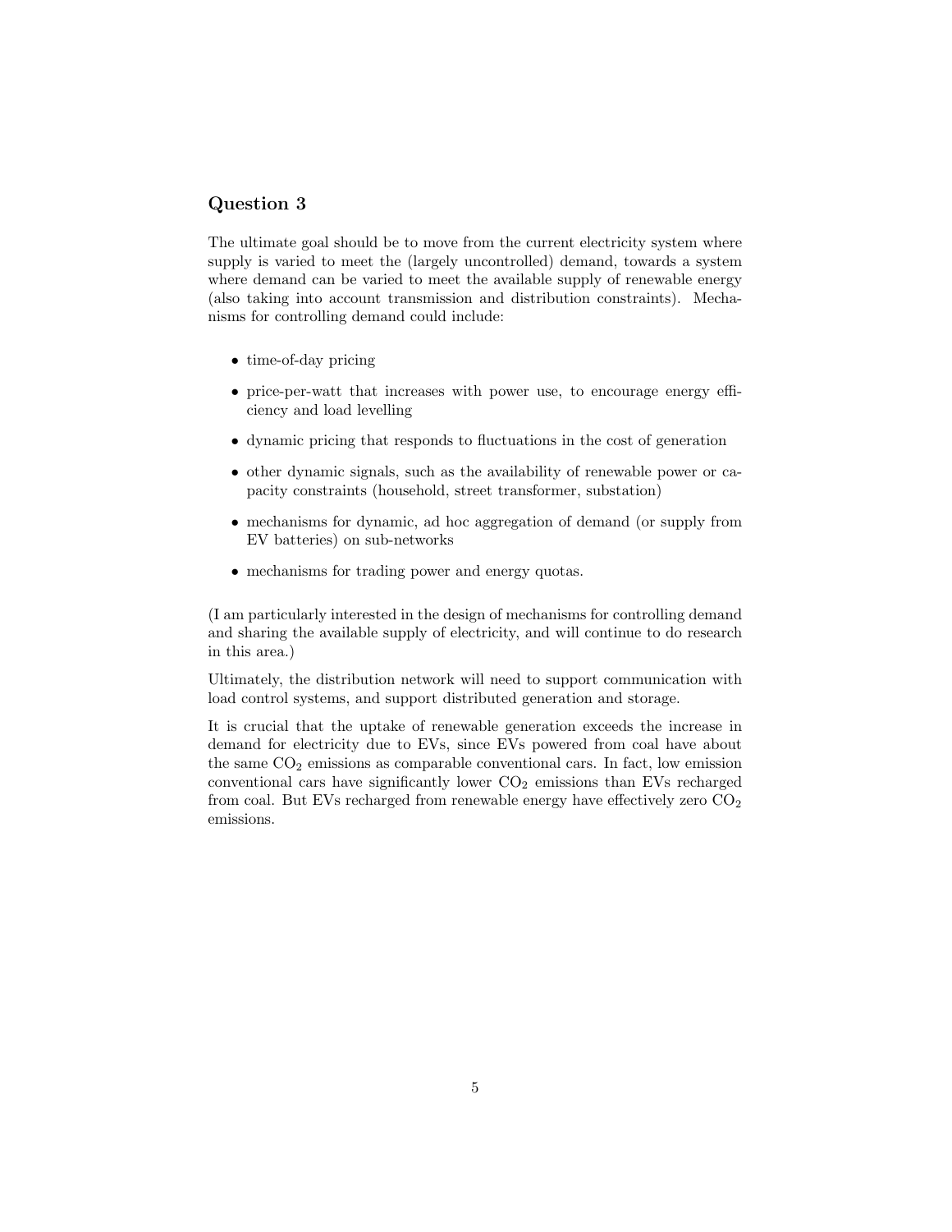## Question 3

The ultimate goal should be to move from the current electricity system where supply is varied to meet the (largely uncontrolled) demand, towards a system where demand can be varied to meet the available supply of renewable energy (also taking into account transmission and distribution constraints). Mechanisms for controlling demand could include:

- time-of-day pricing
- price-per-watt that increases with power use, to encourage energy efficiency and load levelling
- dynamic pricing that responds to fluctuations in the cost of generation
- other dynamic signals, such as the availability of renewable power or capacity constraints (household, street transformer, substation)
- mechanisms for dynamic, ad hoc aggregation of demand (or supply from EV batteries) on sub-networks
- mechanisms for trading power and energy quotas.

(I am particularly interested in the design of mechanisms for controlling demand and sharing the available supply of electricity, and will continue to do research in this area.)

Ultimately, the distribution network will need to support communication with load control systems, and support distributed generation and storage.

It is crucial that the uptake of renewable generation exceeds the increase in demand for electricity due to EVs, since EVs powered from coal have about the same $CO_2$ emissions as comparable conventional cars. In fact, low emission conventional cars have significantly lower $CO_2$ emissions than EVs recharged from coal. But EVs recharged from renewable energy have effectively zero $CO_2$ emissions.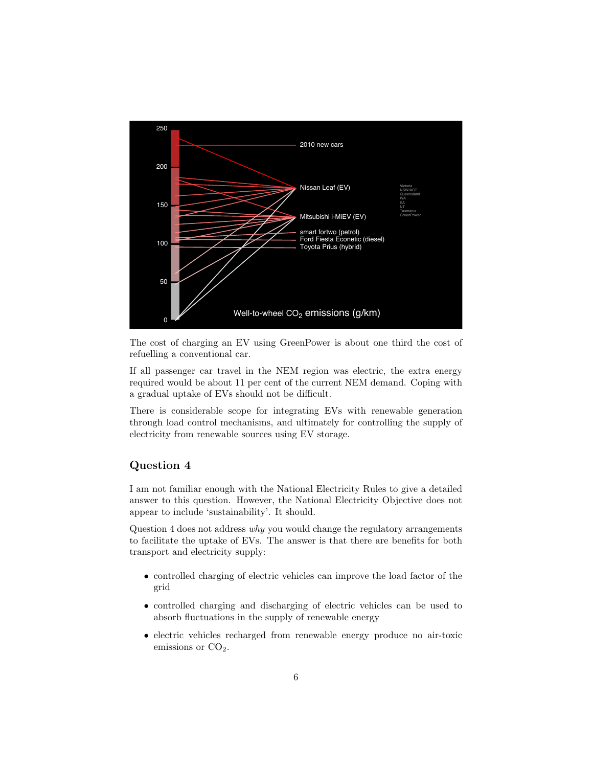The cost of charging an EV using GreenPower is about one third the cost of refuelling a conventional car.

If all passenger car travel in the NEM region was electric, the extra energy required would be about 11 per cent of the current NEM demand. Coping with a gradual uptake of EVs should not be difficult.

There is considerable scope for integrating EVs with renewable generation through load control mechanisms, and ultimately for controlling the supply of electricity from renewable sources using EV storage.

## Question 4

I am not familiar enough with the National Electricity Rules to give a detailed answer to this question. However, the National Electricity Objective does not appear to include ‘sustainability’. It should.

Question 4 does not address *why* you would change the regulatory arrangements to facilitate the uptake of EVs. The answer is that there are benefits for both transport and electricity supply:

- controlled charging of electric vehicles can improve the load factor of the grid
- controlled charging and discharging of electric vehicles can be used to absorb fluctuations in the supply of renewable energy
- electric vehicles recharged from renewable energy produce no air-toxic emissions or $CO_2$.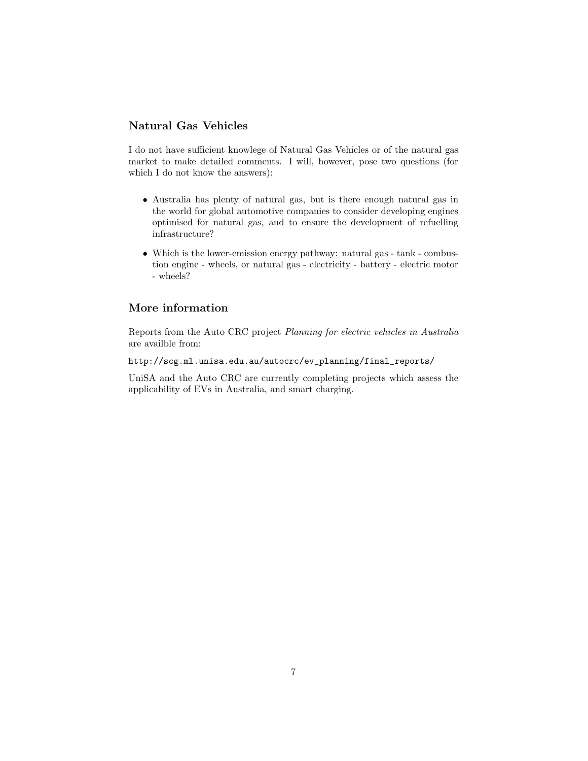## Natural Gas Vehicles

I do not have sufficient knowlege of Natural Gas Vehicles or of the natural gas market to make detailed comments. I will, however, pose two questions (for which I do not know the answers):

- Australia has plenty of natural gas, but is there enough natural gas in the world for global automotive companies to consider developing engines optimised for natural gas, and to ensure the development of refuelling infrastructure?
- Which is the lower-emission energy pathway: natural gas - tank - combustion engine - wheels, or natural gas - electricity - battery - electric motor - wheels?

## More information

Reports from the Auto CRC project *Planning for electric vehicles in Australia* are availble from:

`http://scg.ml.unisa.edu.au/autocrc/ev_planning/final_reports/`

UniSA and the Auto CRC are currently completing projects which assess the applicability of EVs in Australia, and smart charging.